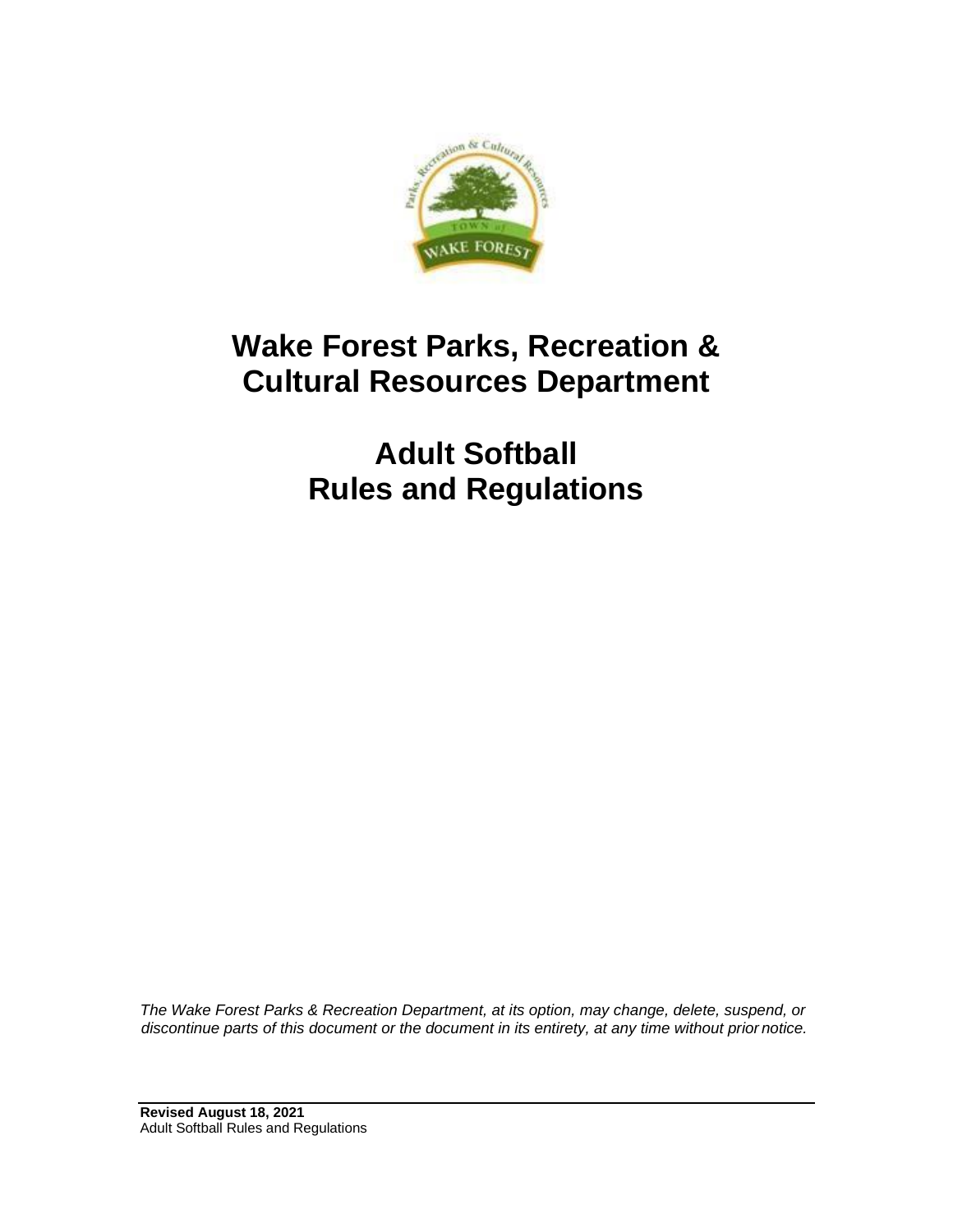# Wake Forest Parks, Recreation & Cultural Resources Department

# Adult Softball Rules and Regulations

*The Wake Forest Parks & Recreation Department, at its option, may change, delete, suspend, or discontinue parts of this document or the document in its entirety, at any time without prior notice.*

**Revised August 18, 2021**
Adult Softball Rules and Regulations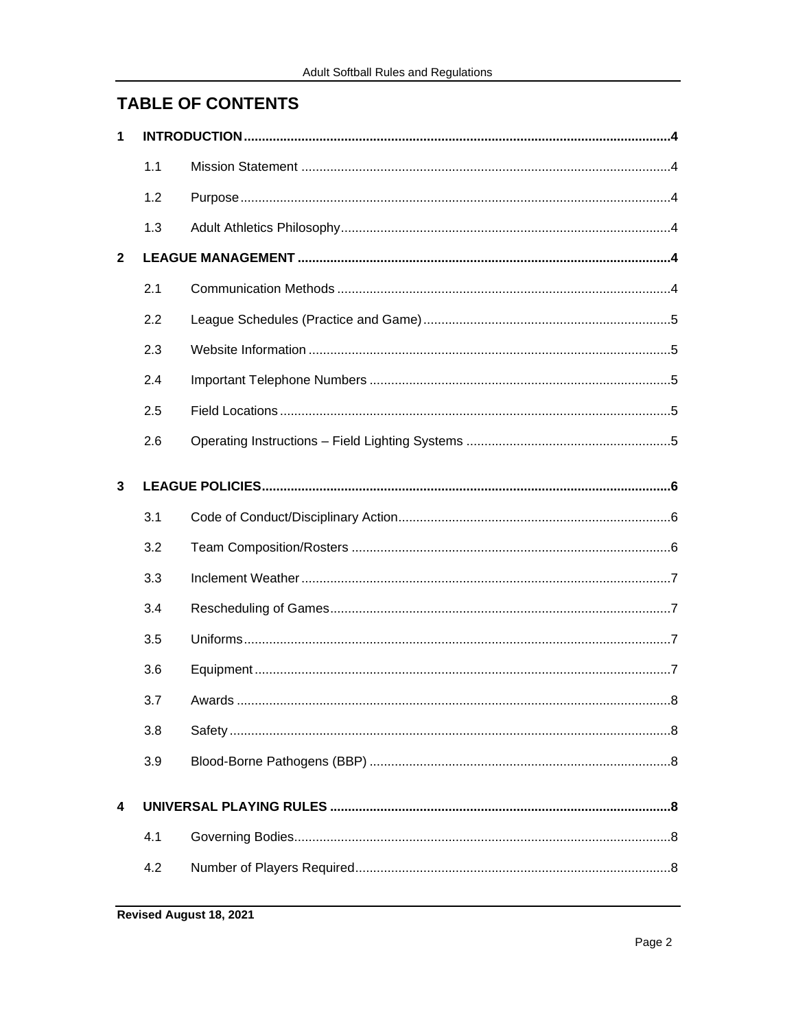## TABLE OF CONTENTS

**1 INTRODUCTION** .......... 4

- 1.1 Mission Statement .......... 4
- 1.2 Purpose .......... 4
- 1.3 Adult Athletics Philosophy .......... 4

**2 LEAGUE MANAGEMENT** .......... 4

- 2.1 Communication Methods .......... 4
- 2.2 League Schedules (Practice and Game) .......... 5
- 2.3 Website Information .......... 5
- 2.4 Important Telephone Numbers .......... 5
- 2.5 Field Locations .......... 5
- 2.6 Operating Instructions – Field Lighting Systems .......... 5

**3 LEAGUE POLICIES** .......... 6

- 3.1 Code of Conduct/Disciplinary Action .......... 6
- 3.2 Team Composition/Rosters .......... 6
- 3.3 Inclement Weather .......... 7
- 3.4 Rescheduling of Games .......... 7
- 3.5 Uniforms .......... 7
- 3.6 Equipment .......... 7
- 3.7 Awards .......... 8
- 3.8 Safety .......... 8
- 3.9 Blood-Borne Pathogens (BBP) .......... 8

**4 UNIVERSAL PLAYING RULES** .......... 8

- 4.1 Governing Bodies .......... 8
- 4.2 Number of Players Required .......... 8

**Revised August 18, 2021**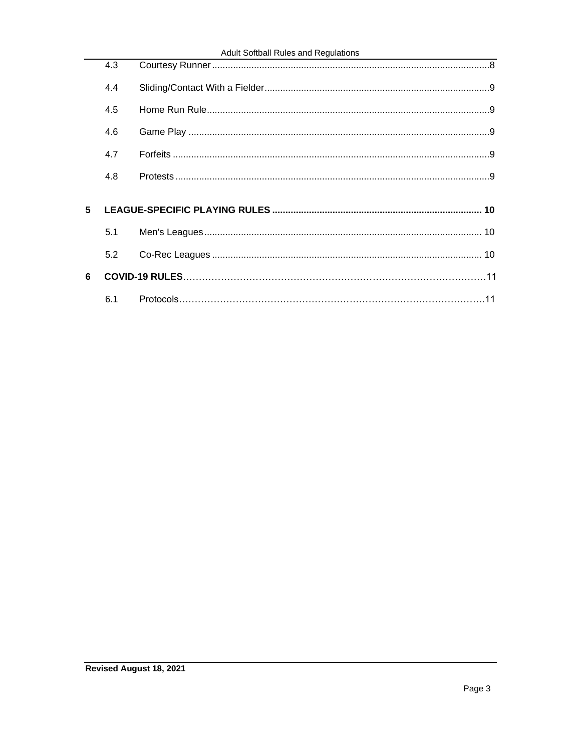| | | |
|---|---|---|
| 4.3 | Courtesy Runner | 8 |
| 4.4 | Sliding/Contact With a Fielder | 9 |
| 4.5 | Home Run Rule | 9 |
| 4.6 | Game Play | 9 |
| 4.7 | Forfeits | 9 |
| 4.8 | Protests | 9 |
| **5** | **LEAGUE-SPECIFIC PLAYING RULES** | **10** |
| 5.1 | Men's Leagues | 10 |
| 5.2 | Co-Rec Leagues | 10 |
| **6** | **COVID-19 RULES** | 11 |
| 6.1 | Protocols | 11 |

**Revised August 18, 2021**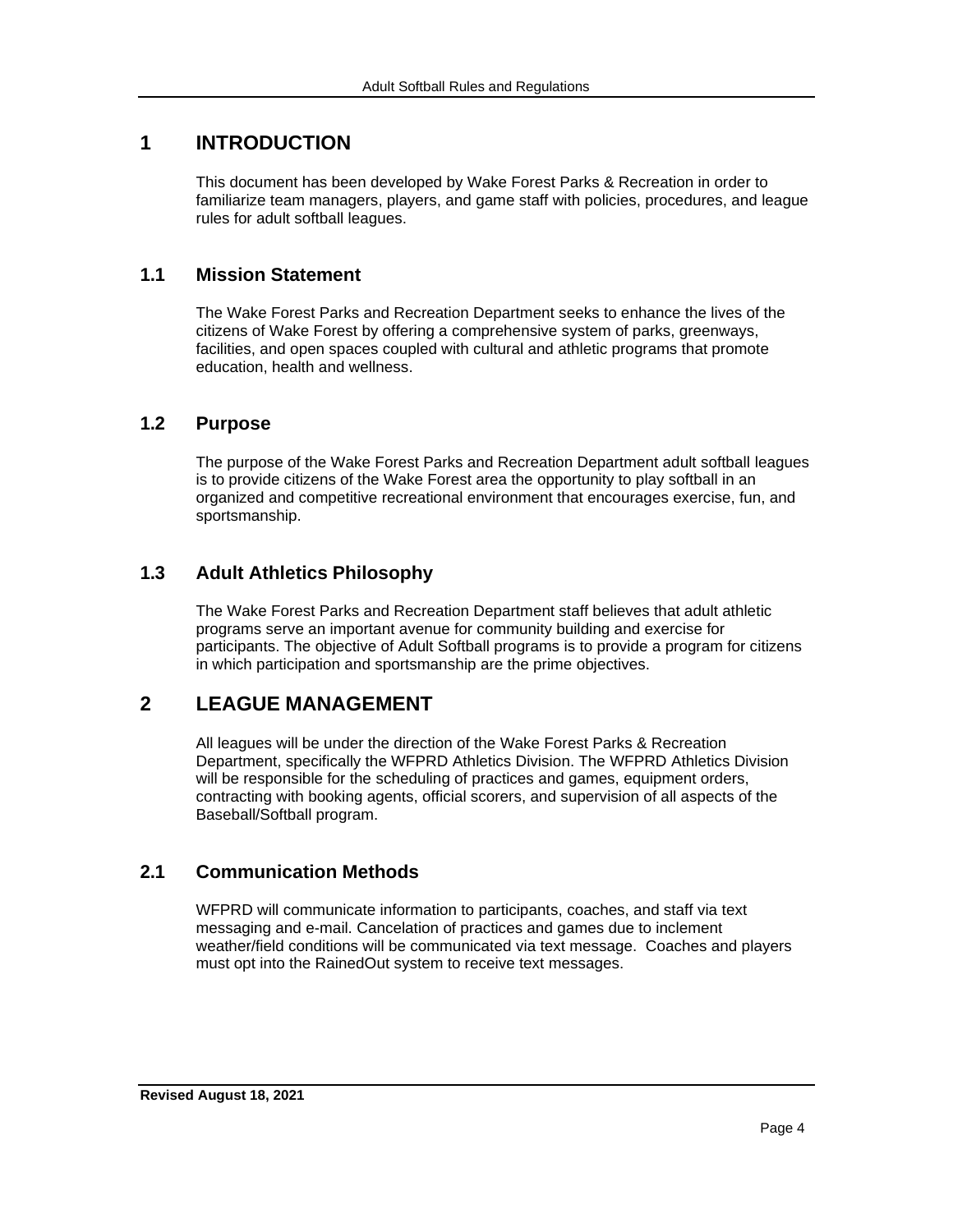# 1 INTRODUCTION

This document has been developed by Wake Forest Parks & Recreation in order to familiarize team managers, players, and game staff with policies, procedures, and league rules for adult softball leagues.

## 1.1 Mission Statement

The Wake Forest Parks and Recreation Department seeks to enhance the lives of the citizens of Wake Forest by offering a comprehensive system of parks, greenways, facilities, and open spaces coupled with cultural and athletic programs that promote education, health and wellness.

## 1.2 Purpose

The purpose of the Wake Forest Parks and Recreation Department adult softball leagues is to provide citizens of the Wake Forest area the opportunity to play softball in an organized and competitive recreational environment that encourages exercise, fun, and sportsmanship.

## 1.3 Adult Athletics Philosophy

The Wake Forest Parks and Recreation Department staff believes that adult athletic programs serve an important avenue for community building and exercise for participants. The objective of Adult Softball programs is to provide a program for citizens in which participation and sportsmanship are the prime objectives.

# 2 LEAGUE MANAGEMENT

All leagues will be under the direction of the Wake Forest Parks & Recreation Department, specifically the WFPRD Athletics Division. The WFPRD Athletics Division will be responsible for the scheduling of practices and games, equipment orders, contracting with booking agents, official scorers, and supervision of all aspects of the Baseball/Softball program.

## 2.1 Communication Methods

WFPRD will communicate information to participants, coaches, and staff via text messaging and e-mail. Cancelation of practices and games due to inclement weather/field conditions will be communicated via text message. Coaches and players must opt into the RainedOut system to receive text messages.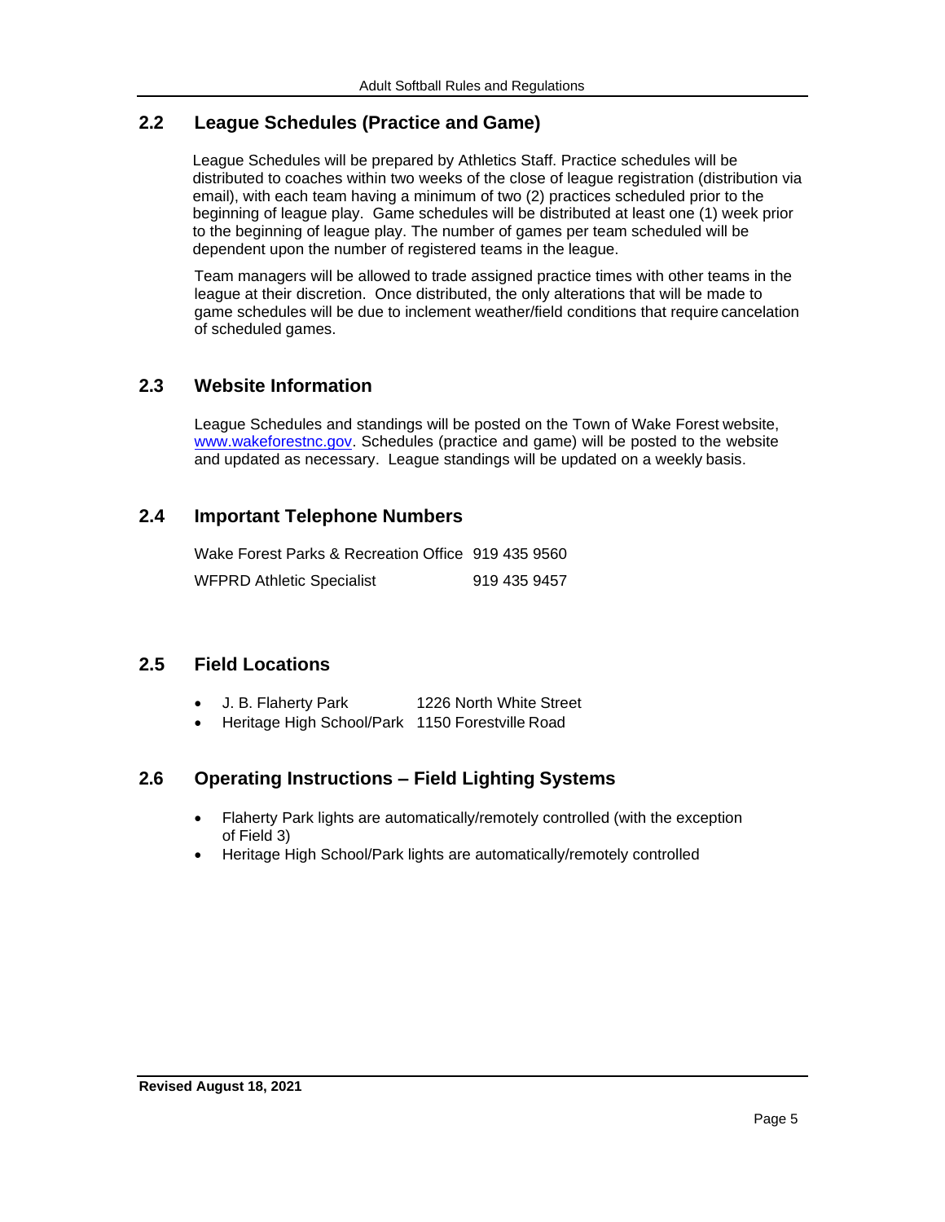## 2.2 League Schedules (Practice and Game)

League Schedules will be prepared by Athletics Staff. Practice schedules will be distributed to coaches within two weeks of the close of league registration (distribution via email), with each team having a minimum of two (2) practices scheduled prior to the beginning of league play. Game schedules will be distributed at least one (1) week prior to the beginning of league play. The number of games per team scheduled will be dependent upon the number of registered teams in the league.

Team managers will be allowed to trade assigned practice times with other teams in the league at their discretion. Once distributed, the only alterations that will be made to game schedules will be due to inclement weather/field conditions that require cancelation of scheduled games.

## 2.3 Website Information

League Schedules and standings will be posted on the Town of Wake Forest website, [www.wakeforestnc.gov](http://www.wakeforestnc.gov). Schedules (practice and game) will be posted to the website and updated as necessary. League standings will be updated on a weekly basis.

## 2.4 Important Telephone Numbers

| | |
|---|---|
| Wake Forest Parks & Recreation Office | 919 435 9560 |
| WFPRD Athletic Specialist | 919 435 9457 |

## 2.5 Field Locations

- J. B. Flaherty Park 1226 North White Street
- Heritage High School/Park 1150 Forestville Road

## 2.6 Operating Instructions – Field Lighting Systems

- Flaherty Park lights are automatically/remotely controlled (with the exception of Field 3)
- Heritage High School/Park lights are automatically/remotely controlled

**Revised August 18, 2021**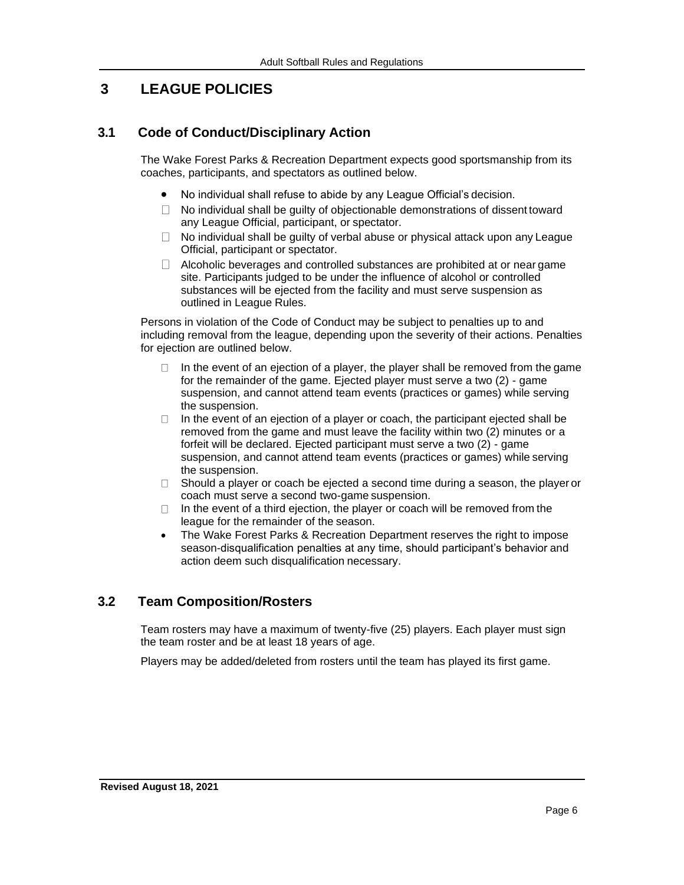# 3 LEAGUE POLICIES

## 3.1 Code of Conduct/Disciplinary Action

The Wake Forest Parks & Recreation Department expects good sportsmanship from its coaches, participants, and spectators as outlined below.

- No individual shall refuse to abide by any League Official's decision.
- No individual shall be guilty of objectionable demonstrations of dissent toward any League Official, participant, or spectator.
- No individual shall be guilty of verbal abuse or physical attack upon any League Official, participant or spectator.
- Alcoholic beverages and controlled substances are prohibited at or near game site. Participants judged to be under the influence of alcohol or controlled substances will be ejected from the facility and must serve suspension as outlined in League Rules.

Persons in violation of the Code of Conduct may be subject to penalties up to and including removal from the league, depending upon the severity of their actions. Penalties for ejection are outlined below.

- In the event of an ejection of a player, the player shall be removed from the game for the remainder of the game. Ejected player must serve a two (2) - game suspension, and cannot attend team events (practices or games) while serving the suspension.
- In the event of an ejection of a player or coach, the participant ejected shall be removed from the game and must leave the facility within two (2) minutes or a forfeit will be declared. Ejected participant must serve a two (2) - game suspension, and cannot attend team events (practices or games) while serving the suspension.
- Should a player or coach be ejected a second time during a season, the player or coach must serve a second two-game suspension.
- In the event of a third ejection, the player or coach will be removed from the league for the remainder of the season.
- The Wake Forest Parks & Recreation Department reserves the right to impose season-disqualification penalties at any time, should participant's behavior and action deem such disqualification necessary.

## 3.2 Team Composition/Rosters

Team rosters may have a maximum of twenty-five (25) players. Each player must sign the team roster and be at least 18 years of age.

Players may be added/deleted from rosters until the team has played its first game.

**Revised August 18, 2021**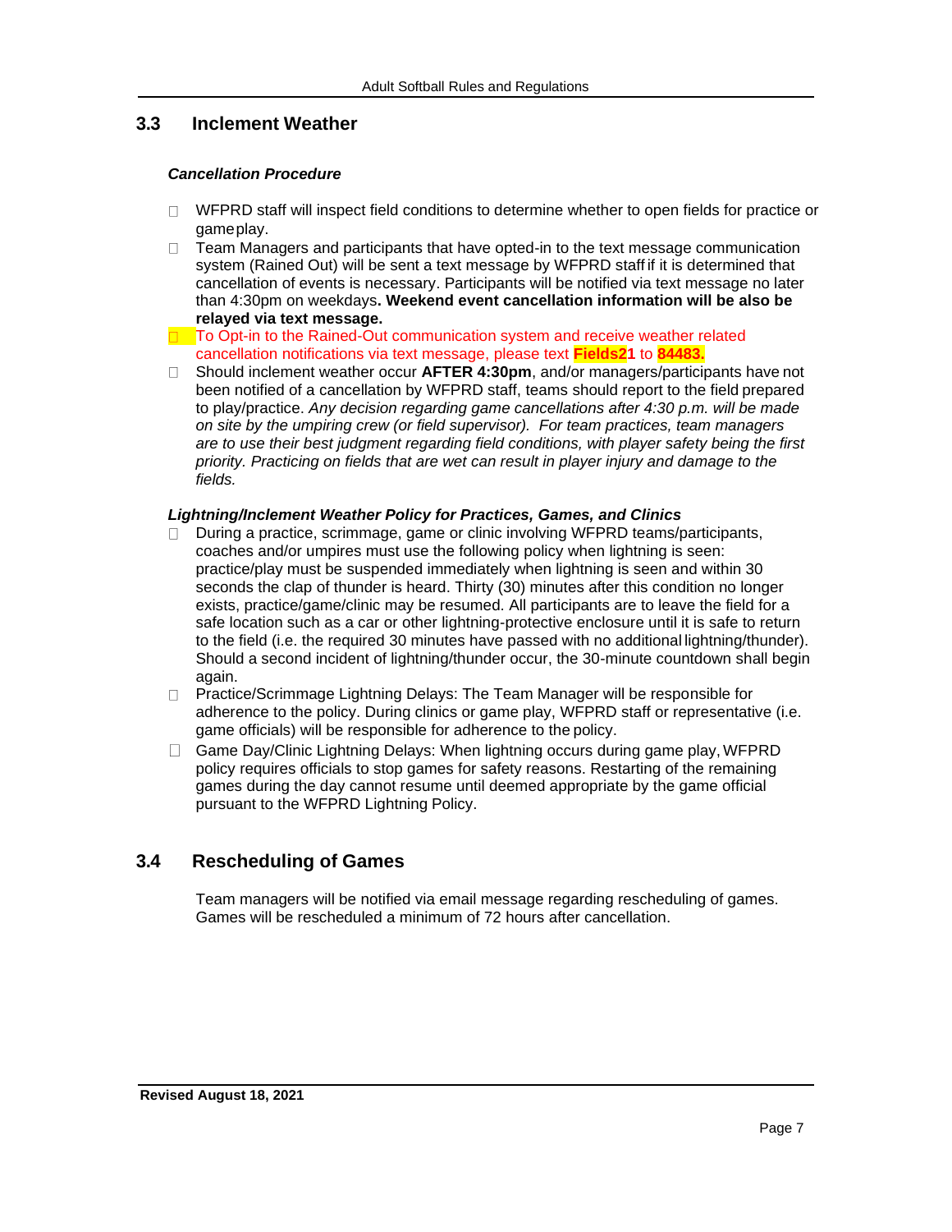## 3.3 Inclement Weather

***Cancellation Procedure***

- WFPRD staff will inspect field conditions to determine whether to open fields for practice or gameplay.
- Team Managers and participants that have opted-in to the text message communication system (Rained Out) will be sent a text message by WFPRD staff if it is determined that cancellation of events is necessary. Participants will be notified via text message no later than 4:30pm on weekdays**. Weekend event cancellation information will be also be relayed via text message.**
- To Opt-in to the Rained-Out communication system and receive weather related cancellation notifications via text message, please text **Fields21** to **84483.**
- Should inclement weather occur **AFTER 4:30pm**, and/or managers/participants have not been notified of a cancellation by WFPRD staff, teams should report to the field prepared to play/practice. *Any decision regarding game cancellations after 4:30 p.m. will be made on site by the umpiring crew (or field supervisor). For team practices, team managers are to use their best judgment regarding field conditions, with player safety being the first priority. Practicing on fields that are wet can result in player injury and damage to the fields.*

***Lightning/Inclement Weather Policy for Practices, Games, and Clinics***

- During a practice, scrimmage, game or clinic involving WFPRD teams/participants, coaches and/or umpires must use the following policy when lightning is seen: practice/play must be suspended immediately when lightning is seen and within 30 seconds the clap of thunder is heard. Thirty (30) minutes after this condition no longer exists, practice/game/clinic may be resumed. All participants are to leave the field for a safe location such as a car or other lightning-protective enclosure until it is safe to return to the field (i.e. the required 30 minutes have passed with no additional lightning/thunder). Should a second incident of lightning/thunder occur, the 30-minute countdown shall begin again.
- Practice/Scrimmage Lightning Delays: The Team Manager will be responsible for adherence to the policy. During clinics or game play, WFPRD staff or representative (i.e. game officials) will be responsible for adherence to the policy.
- Game Day/Clinic Lightning Delays: When lightning occurs during game play, WFPRD policy requires officials to stop games for safety reasons. Restarting of the remaining games during the day cannot resume until deemed appropriate by the game official pursuant to the WFPRD Lightning Policy.

## 3.4 Rescheduling of Games

Team managers will be notified via email message regarding rescheduling of games. Games will be rescheduled a minimum of 72 hours after cancellation.

**Revised August 18, 2021**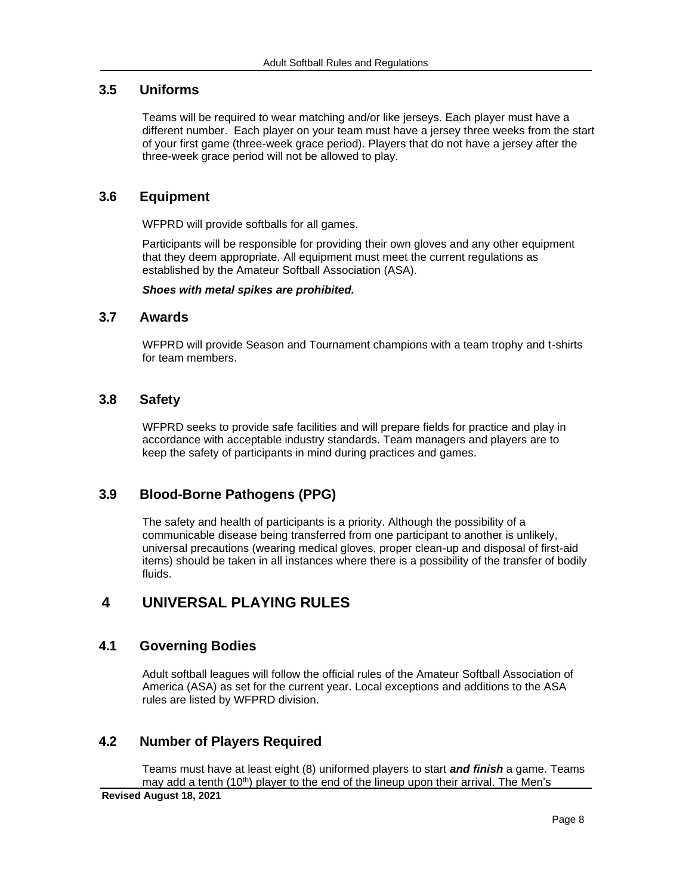## 3.5 Uniforms

Teams will be required to wear matching and/or like jerseys. Each player must have a different number. Each player on your team must have a jersey three weeks from the start of your first game (three-week grace period). Players that do not have a jersey after the three-week grace period will not be allowed to play.

## 3.6 Equipment

WFPRD will provide softballs for all games.

Participants will be responsible for providing their own gloves and any other equipment that they deem appropriate. All equipment must meet the current regulations as established by the Amateur Softball Association (ASA).

***Shoes with metal spikes are prohibited.***

## 3.7 Awards

WFPRD will provide Season and Tournament champions with a team trophy and t-shirts for team members.

## 3.8 Safety

WFPRD seeks to provide safe facilities and will prepare fields for practice and play in accordance with acceptable industry standards. Team managers and players are to keep the safety of participants in mind during practices and games.

## 3.9 Blood-Borne Pathogens (PPG)

The safety and health of participants is a priority. Although the possibility of a communicable disease being transferred from one participant to another is unlikely, universal precautions (wearing medical gloves, proper clean-up and disposal of first-aid items) should be taken in all instances where there is a possibility of the transfer of bodily fluids.

# 4 UNIVERSAL PLAYING RULES

## 4.1 Governing Bodies

Adult softball leagues will follow the official rules of the Amateur Softball Association of America (ASA) as set for the current year. Local exceptions and additions to the ASA rules are listed by WFPRD division.

## 4.2 Number of Players Required

Teams must have at least eight (8) uniformed players to start ***and finish*** a game. Teams may add a tenth (10th) player to the end of the lineup upon their arrival. The Men's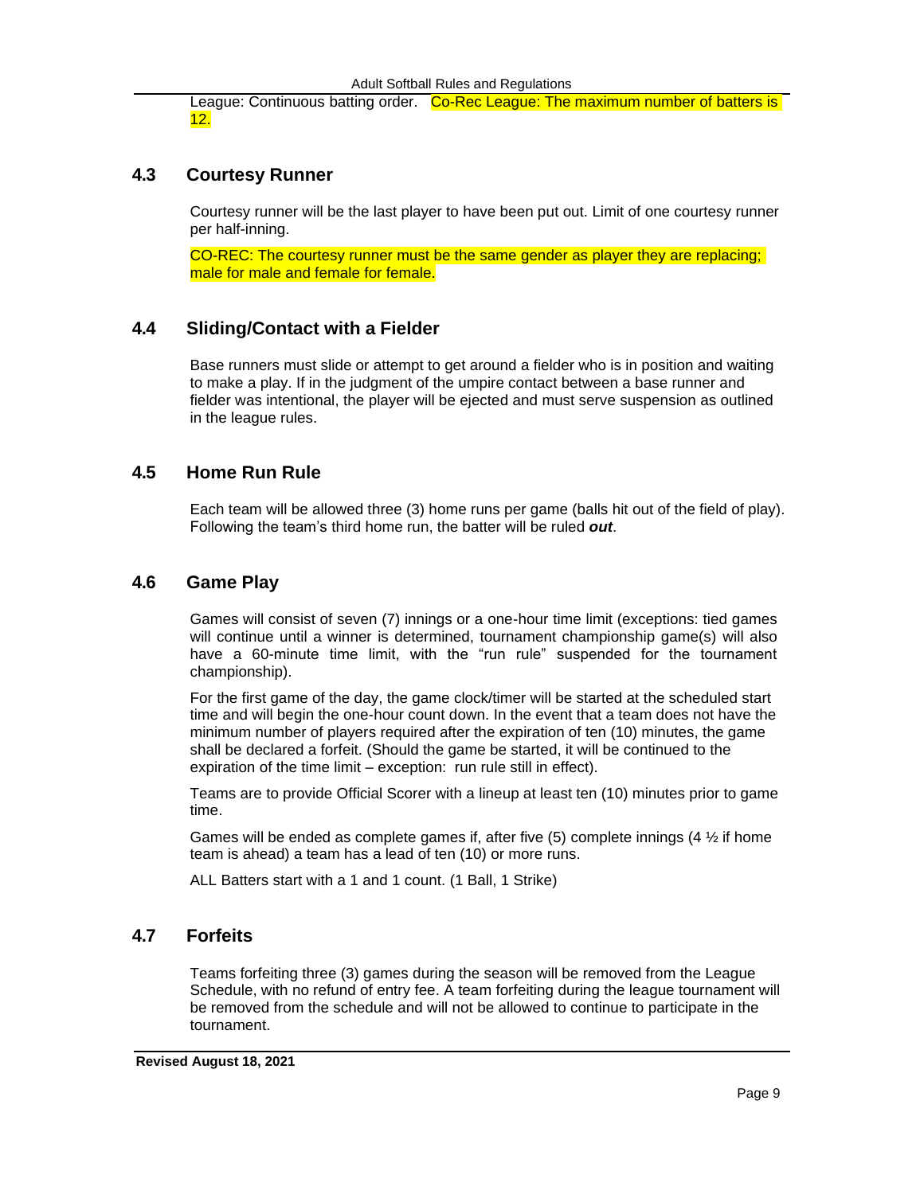League: Continuous batting order. Co-Rec League: The maximum number of batters is 12.

## 4.3 Courtesy Runner

Courtesy runner will be the last player to have been put out. Limit of one courtesy runner per half-inning.

CO-REC: The courtesy runner must be the same gender as player they are replacing; male for male and female for female.

## 4.4 Sliding/Contact with a Fielder

Base runners must slide or attempt to get around a fielder who is in position and waiting to make a play. If in the judgment of the umpire contact between a base runner and fielder was intentional, the player will be ejected and must serve suspension as outlined in the league rules.

## 4.5 Home Run Rule

Each team will be allowed three (3) home runs per game (balls hit out of the field of play). Following the team's third home run, the batter will be ruled ***out***.

## 4.6 Game Play

Games will consist of seven (7) innings or a one-hour time limit (exceptions: tied games will continue until a winner is determined, tournament championship game(s) will also have a 60-minute time limit, with the "run rule" suspended for the tournament championship).

For the first game of the day, the game clock/timer will be started at the scheduled start time and will begin the one-hour count down. In the event that a team does not have the minimum number of players required after the expiration of ten (10) minutes, the game shall be declared a forfeit. (Should the game be started, it will be continued to the expiration of the time limit – exception: run rule still in effect).

Teams are to provide Official Scorer with a lineup at least ten (10) minutes prior to game time.

Games will be ended as complete games if, after five (5) complete innings (4 ½ if home team is ahead) a team has a lead of ten (10) or more runs.

ALL Batters start with a 1 and 1 count. (1 Ball, 1 Strike)

## 4.7 Forfeits

Teams forfeiting three (3) games during the season will be removed from the League Schedule, with no refund of entry fee. A team forfeiting during the league tournament will be removed from the schedule and will not be allowed to continue to participate in the tournament.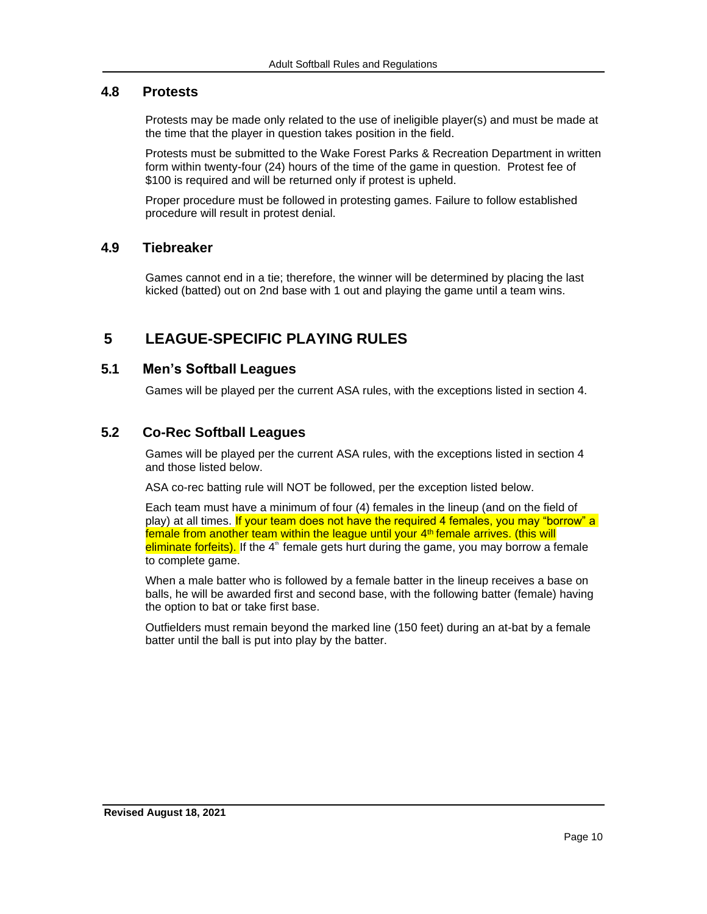## 4.8 Protests

Protests may be made only related to the use of ineligible player(s) and must be made at the time that the player in question takes position in the field.

Protests must be submitted to the Wake Forest Parks & Recreation Department in written form within twenty-four (24) hours of the time of the game in question. Protest fee of $100 is required and will be returned only if protest is upheld.

Proper procedure must be followed in protesting games. Failure to follow established procedure will result in protest denial.

## 4.9 Tiebreaker

Games cannot end in a tie; therefore, the winner will be determined by placing the last kicked (batted) out on 2nd base with 1 out and playing the game until a team wins.

# 5 LEAGUE-SPECIFIC PLAYING RULES

## 5.1 Men's Softball Leagues

Games will be played per the current ASA rules, with the exceptions listed in section 4.

## 5.2 Co-Rec Softball Leagues

Games will be played per the current ASA rules, with the exceptions listed in section 4 and those listed below.

ASA co-rec batting rule will NOT be followed, per the exception listed below.

Each team must have a minimum of four (4) females in the lineup (and on the field of play) at all times. If your team does not have the required 4 females, you may "borrow" a female from another team within the league until your 4th female arrives. (this will eliminate forfeits). If the 4th female gets hurt during the game, you may borrow a female to complete game.

When a male batter who is followed by a female batter in the lineup receives a base on balls, he will be awarded first and second base, with the following batter (female) having the option to bat or take first base.

Outfielders must remain beyond the marked line (150 feet) during an at-bat by a female batter until the ball is put into play by the batter.

**Revised August 18, 2021**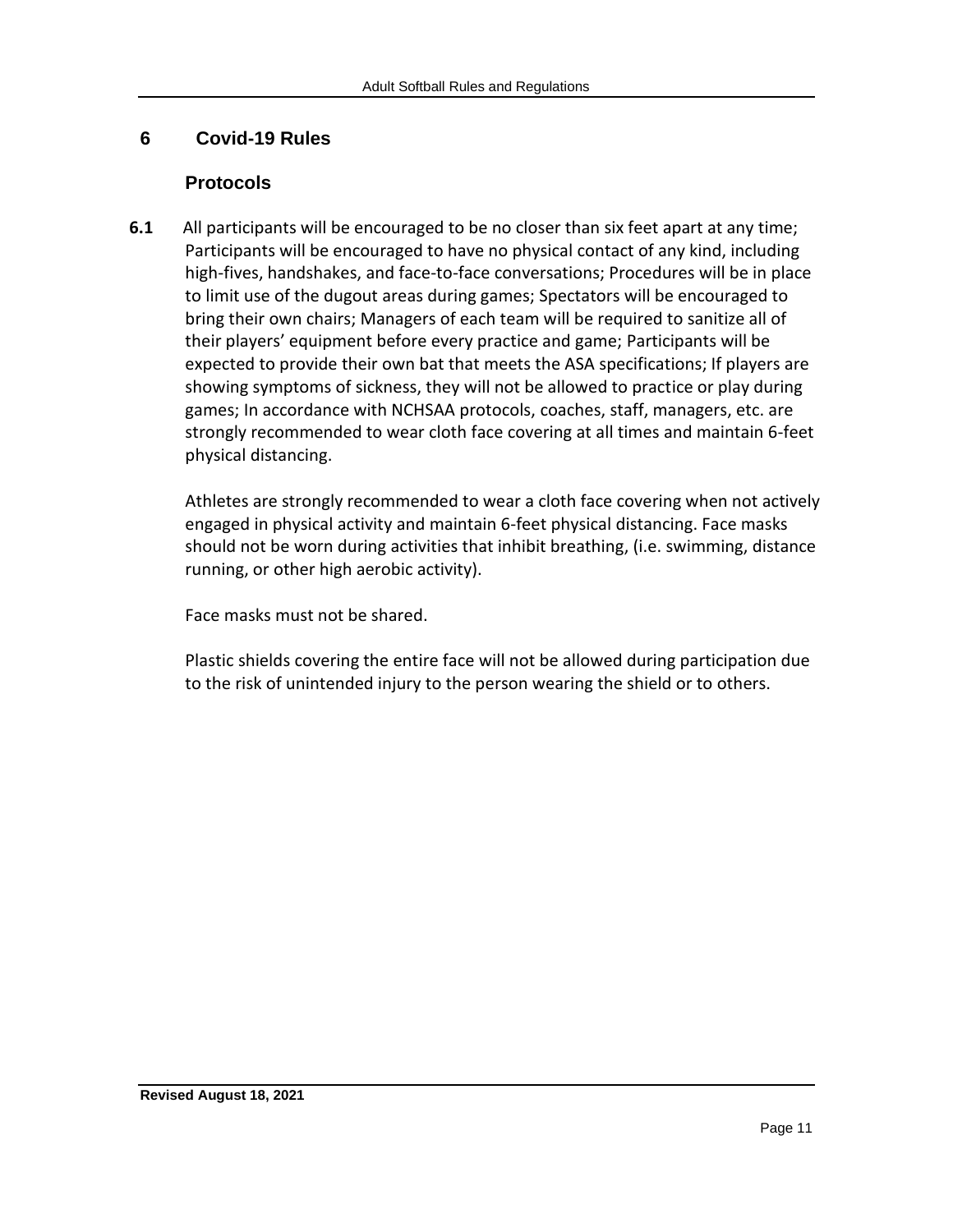## 6 Covid-19 Rules

### Protocols

**6.1** All participants will be encouraged to be no closer than six feet apart at any time; Participants will be encouraged to have no physical contact of any kind, including high-fives, handshakes, and face-to-face conversations; Procedures will be in place to limit use of the dugout areas during games; Spectators will be encouraged to bring their own chairs; Managers of each team will be required to sanitize all of their players' equipment before every practice and game; Participants will be expected to provide their own bat that meets the ASA specifications; If players are showing symptoms of sickness, they will not be allowed to practice or play during games; In accordance with NCHSAA protocols, coaches, staff, managers, etc. are strongly recommended to wear cloth face covering at all times and maintain 6-feet physical distancing.

Athletes are strongly recommended to wear a cloth face covering when not actively engaged in physical activity and maintain 6-feet physical distancing. Face masks should not be worn during activities that inhibit breathing, (i.e. swimming, distance running, or other high aerobic activity).

Face masks must not be shared.

Plastic shields covering the entire face will not be allowed during participation due to the risk of unintended injury to the person wearing the shield or to others.

**Revised August 18, 2021**